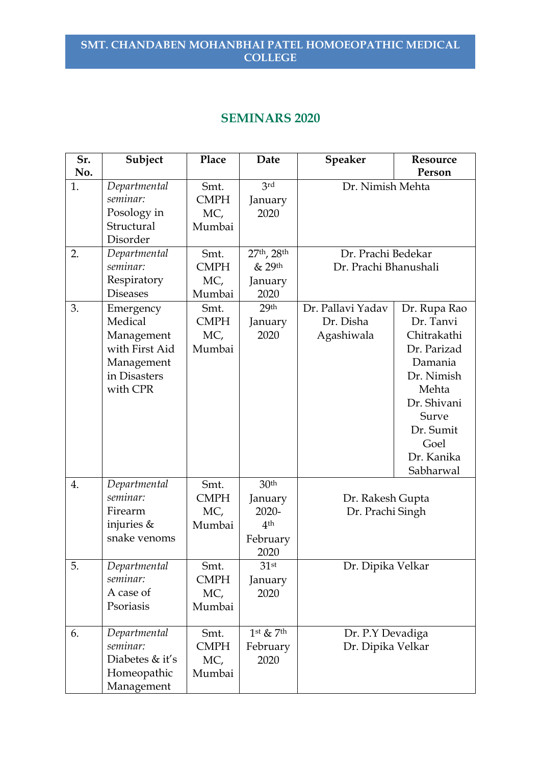# SMT. CHANDABEN MOHANBHAI PATEL HOMOEOPATHIC MEDICAL COLLEGE

## SEMINARS 2020

| Sr. No. | Subject | Place | Date | Speaker | Resource Person |
|---|---|---|---|---|---|
| 1. | *Departmental seminar:* Posology in Structural Disorder | Smt. CMPH MC, Mumbai | 3rd January 2020 | Dr. Nimish Mehta | |
| 2. | *Departmental seminar:* Respiratory Diseases | Smt. CMPH MC, Mumbai | 27th, 28th & 29th January 2020 | Dr. Prachi Bedekar<br>Dr. Prachi Bhanushali | |
| 3. | Emergency Medical Management with First Aid Management in Disasters with CPR | Smt. CMPH MC, Mumbai | 29th January 2020 | Dr. Pallavi Yadav<br>Dr. Disha Agashiwala | Dr. Rupa Rao<br>Dr. Tanvi Chitrakathi<br>Dr. Parizad Damania<br>Dr. Nimish Mehta<br>Dr. Shivani Surve<br>Dr. Sumit Goel<br>Dr. Kanika Sabharwal |
| 4. | *Departmental seminar:* Firearm injuries & snake venoms | Smt. CMPH MC, Mumbai | 30th January 2020-4th February 2020 | Dr. Rakesh Gupta<br>Dr. Prachi Singh | |
| 5. | *Departmental seminar:* A case of Psoriasis | Smt. CMPH MC, Mumbai | 31st January 2020 | Dr. Dipika Velkar | |
| 6. | *Departmental seminar:* Diabetes & it's Homeopathic Management | Smt. CMPH MC, Mumbai | 1st & 7th February 2020 | Dr. P.Y Devadiga<br>Dr. Dipika Velkar | |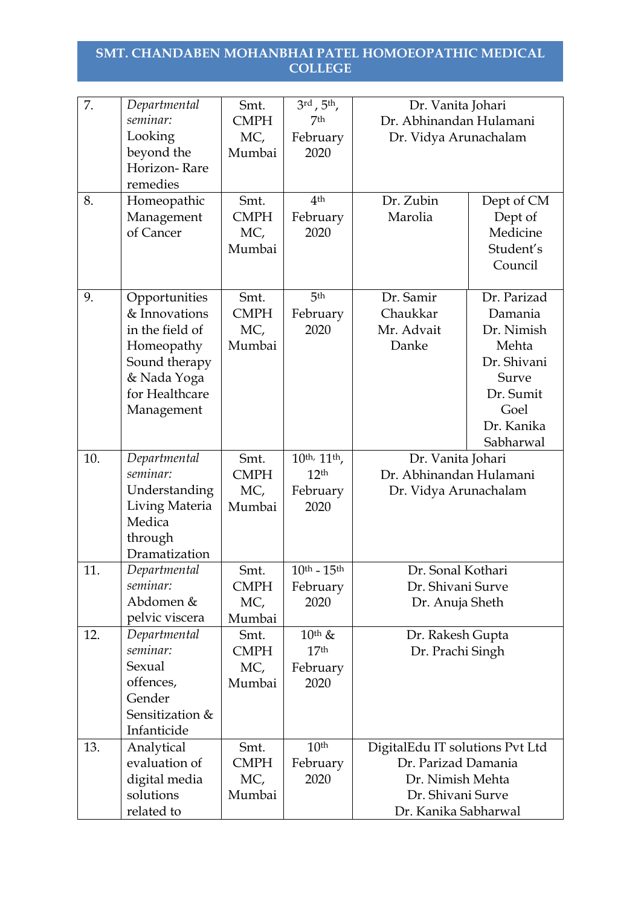## SMT. CHANDABEN MOHANBHAI PATEL HOMOEOPATHIC MEDICAL COLLEGE

| | | | | | |
|---|---|---|---|---|---|
| 7. | *Departmental seminar:* Looking beyond the Horizon- Rare remedies | Smt. CMPH MC, Mumbai | 3rd , 5th, 7th February 2020 | Dr. Vanita Johari<br>Dr. Abhinandan Hulamani<br>Dr. Vidya Arunachalam | |
| 8. | Homeopathic Management of Cancer | Smt. CMPH MC, Mumbai | 4th February 2020 | Dr. Zubin Marolia | Dept of CM<br>Dept of Medicine<br>Student's Council |
| 9. | Opportunities & Innovations in the field of Homeopathy Sound therapy & Nada Yoga for Healthcare Management | Smt. CMPH MC, Mumbai | 5th February 2020 | Dr. Samir Chaukkar<br>Mr. Advait Danke | Dr. Parizad Damania<br>Dr. Nimish Mehta<br>Dr. Shivani Surve<br>Dr. Sumit Goel<br>Dr. Kanika Sabharwal |
| 10. | *Departmental seminar:* Understanding Living Materia Medica through Dramatization | Smt. CMPH MC, Mumbai | 10th, 11th, 12th February 2020 | Dr. Vanita Johari<br>Dr. Abhinandan Hulamani<br>Dr. Vidya Arunachalam | |
| 11. | *Departmental seminar:* Abdomen & pelvic viscera | Smt. CMPH MC, Mumbai | 10th - 15th February 2020 | Dr. Sonal Kothari<br>Dr. Shivani Surve<br>Dr. Anuja Sheth | |
| 12. | *Departmental seminar:* Sexual offences, Gender Sensitization & Infanticide | Smt. CMPH MC, Mumbai | 10th & 17th February 2020 | Dr. Rakesh Gupta<br>Dr. Prachi Singh | |
| 13. | Analytical evaluation of digital media solutions related to | Smt. CMPH MC, Mumbai | 10th February 2020 | DigitalEdu IT solutions Pvt Ltd<br>Dr. Parizad Damania<br>Dr. Nimish Mehta<br>Dr. Shivani Surve<br>Dr. Kanika Sabharwal | |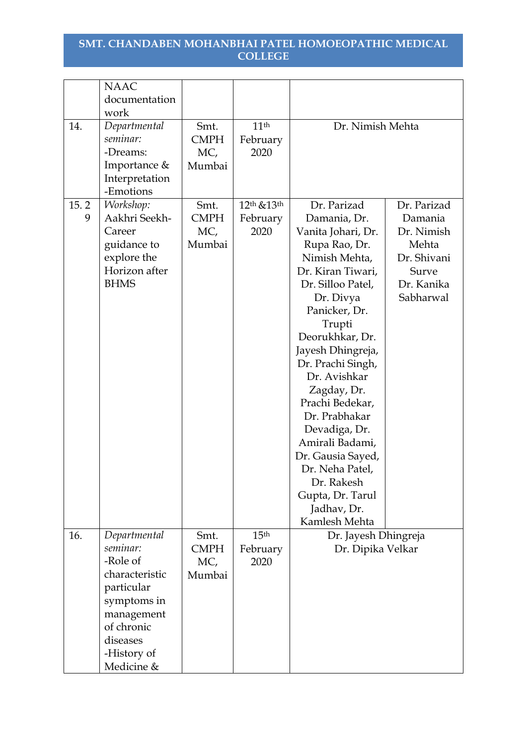| | | | | | |
|---|---|---|---|---|---|
| | NAAC documentation work | | | | |
| 14. | *Departmental seminar:* -Dreams: Importance & Interpretation -Emotions | Smt. CMPH MC, Mumbai | 11th February 2020 | Dr. Nimish Mehta | |
| 15. 29 | *Workshop:* Aakhri Seekh- Career guidance to explore the Horizon after BHMS | Smt. CMPH MC, Mumbai | 12th &13th February 2020 | Dr. Parizad Damania, Dr. Vanita Johari, Dr. Rupa Rao, Dr. Nimish Mehta, Dr. Kiran Tiwari, Dr. Silloo Patel, Dr. Divya Panicker, Dr. Trupti Deorukhkar, Dr. Jayesh Dhingreja, Dr. Prachi Singh, Dr. Avishkar Zagday, Dr. Prachi Bedekar, Dr. Prabhakar Devadiga, Dr. Amirali Badami, Dr. Gausia Sayed, Dr. Neha Patel, Dr. Rakesh Gupta, Dr. Tarul Jadhav, Dr. Kamlesh Mehta | Dr. Parizad Damania Dr. Nimish Mehta Dr. Shivani Surve Dr. Kanika Sabharwal |
| 16. | *Departmental seminar:* -Role of characteristic particular symptoms in management of chronic diseases -History of Medicine & | Smt. CMPH MC, Mumbai | 15th February 2020 | Dr. Jayesh Dhingreja Dr. Dipika Velkar | |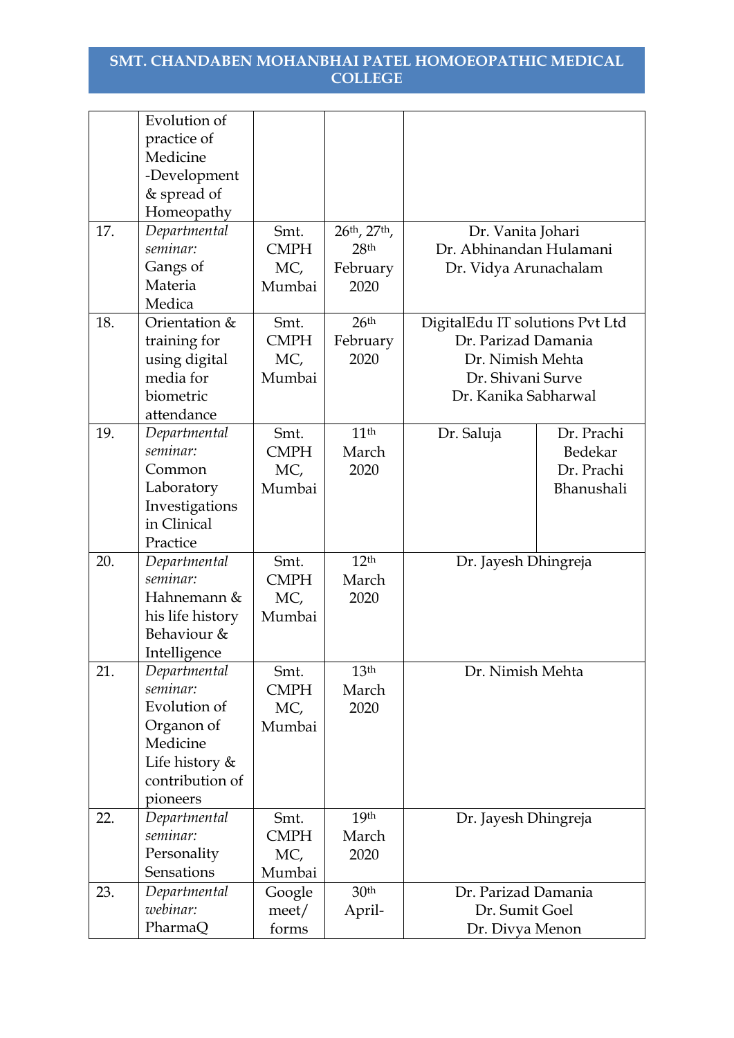## SMT. CHANDABEN MOHANBHAI PATEL HOMOEOPATHIC MEDICAL COLLEGE

| | | | | |
|---|---|---|---|---|
| | Evolution of practice of Medicine -Development & spread of Homeopathy | | | |
| 17. | *Departmental seminar:* Gangs of Materia Medica | Smt. CMPH MC, Mumbai | 26th, 27th, 28th February 2020 | Dr. Vanita Johari<br>Dr. Abhinandan Hulamani<br>Dr. Vidya Arunachalam |
| 18. | Orientation & training for using digital media for biometric attendance | Smt. CMPH MC, Mumbai | 26th February 2020 | DigitalEdu IT solutions Pvt Ltd<br>Dr. Parizad Damania<br>Dr. Nimish Mehta<br>Dr. Shivani Surve<br>Dr. Kanika Sabharwal |
| 19. | *Departmental seminar:* Common Laboratory Investigations in Clinical Practice | Smt. CMPH MC, Mumbai | 11th March 2020 | Dr. Saluja &#124; Dr. Prachi Bedekar<br>Dr. Prachi Bhanushali |
| 20. | *Departmental seminar:* Hahnemann & his life history Behaviour & Intelligence | Smt. CMPH MC, Mumbai | 12th March 2020 | Dr. Jayesh Dhingreja |
| 21. | *Departmental seminar:* Evolution of Organon of Medicine Life history & contribution of pioneers | Smt. CMPH MC, Mumbai | 13th March 2020 | Dr. Nimish Mehta |
| 22. | *Departmental seminar:* Personality Sensations | Smt. CMPH MC, Mumbai | 19th March 2020 | Dr. Jayesh Dhingreja |
| 23. | *Departmental webinar:* PharmaQ | Google meet/ forms | 30th April- | Dr. Parizad Damania<br>Dr. Sumit Goel<br>Dr. Divya Menon |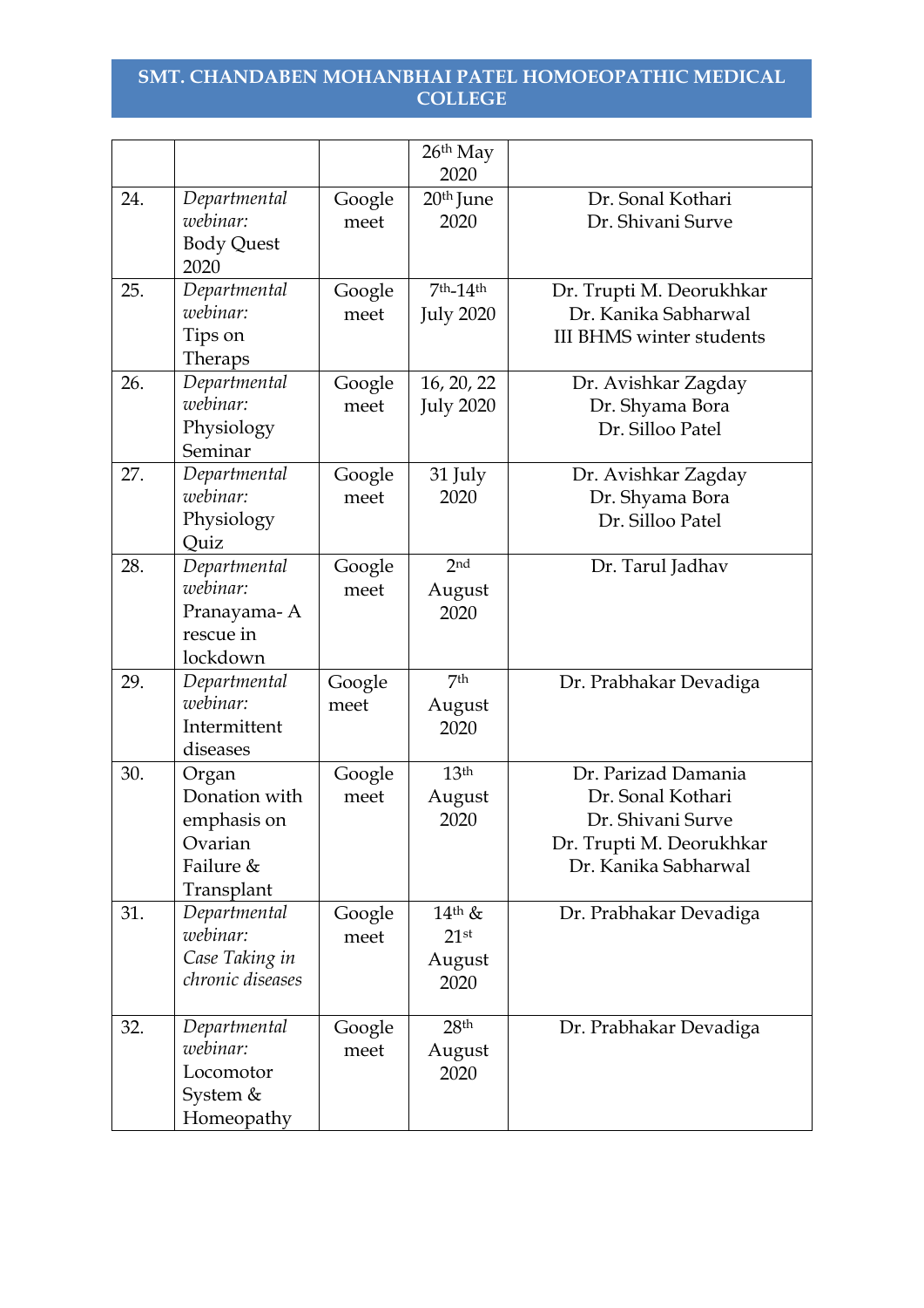| | | | | |
|---|---|---|---|---|
| | | | 26th May 2020 | |
| 24. | *Departmental webinar:* Body Quest 2020 | Google meet | 20th June 2020 | Dr. Sonal Kothari<br>Dr. Shivani Surve |
| 25. | *Departmental webinar:* Tips on Theraps | Google meet | 7th-14th July 2020 | Dr. Trupti M. Deorukhkar<br>Dr. Kanika Sabharwal<br>III BHMS winter students |
| 26. | *Departmental webinar:* Physiology Seminar | Google meet | 16, 20, 22 July 2020 | Dr. Avishkar Zagday<br>Dr. Shyama Bora<br>Dr. Silloo Patel |
| 27. | *Departmental webinar:* Physiology Quiz | Google meet | 31 July 2020 | Dr. Avishkar Zagday<br>Dr. Shyama Bora<br>Dr. Silloo Patel |
| 28. | *Departmental webinar:* Pranayama- A rescue in lockdown | Google meet | 2nd August 2020 | Dr. Tarul Jadhav |
| 29. | *Departmental webinar:* Intermittent diseases | Google meet | 7th August 2020 | Dr. Prabhakar Devadiga |
| 30. | Organ Donation with emphasis on Ovarian Failure & Transplant | Google meet | 13th August 2020 | Dr. Parizad Damania<br>Dr. Sonal Kothari<br>Dr. Shivani Surve<br>Dr. Trupti M. Deorukhkar<br>Dr. Kanika Sabharwal |
| 31. | *Departmental webinar: Case Taking in chronic diseases* | Google meet | 14th & 21st August 2020 | Dr. Prabhakar Devadiga |
| 32. | *Departmental webinar:* Locomotor System & Homeopathy | Google meet | 28th August 2020 | Dr. Prabhakar Devadiga |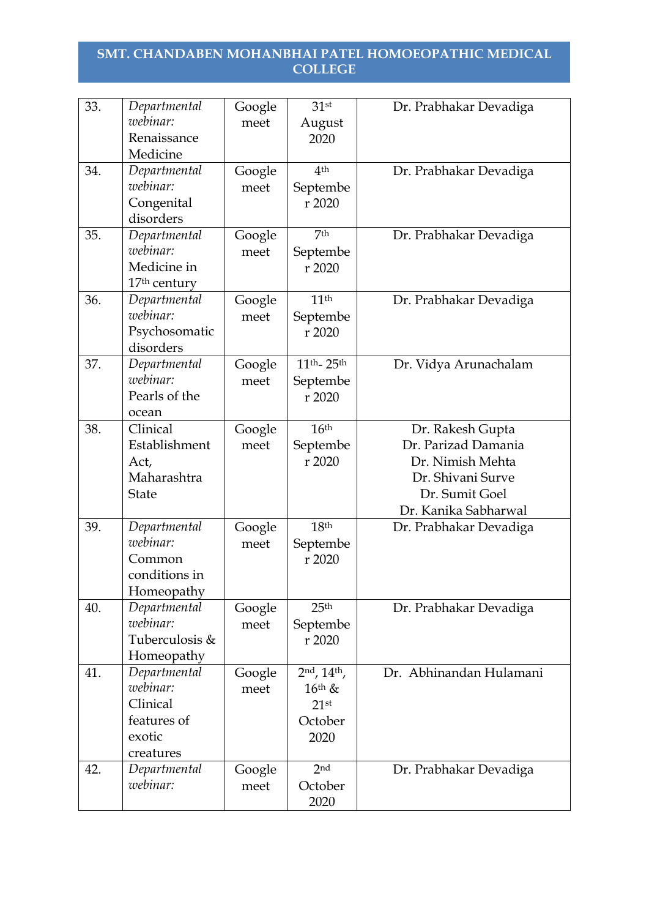| 33. | *Departmental webinar:* Renaissance Medicine | Google meet | 31st August 2020 | Dr. Prabhakar Devadiga |
|---|---|---|---|---|
| 34. | *Departmental webinar:* Congenital disorders | Google meet | 4th September 2020 | Dr. Prabhakar Devadiga |
| 35. | *Departmental webinar:* Medicine in 17th century | Google meet | 7th September 2020 | Dr. Prabhakar Devadiga |
| 36. | *Departmental webinar:* Psychosomatic disorders | Google meet | 11th September 2020 | Dr. Prabhakar Devadiga |
| 37. | *Departmental webinar:* Pearls of the ocean | Google meet | 11th- 25th September 2020 | Dr. Vidya Arunachalam |
| 38. | Clinical Establishment Act, Maharashtra State | Google meet | 16th September 2020 | Dr. Rakesh Gupta<br>Dr. Parizad Damania<br>Dr. Nimish Mehta<br>Dr. Shivani Surve<br>Dr. Sumit Goel<br>Dr. Kanika Sabharwal |
| 39. | *Departmental webinar:* Common conditions in Homeopathy | Google meet | 18th September 2020 | Dr. Prabhakar Devadiga |
| 40. | *Departmental webinar:* Tuberculosis & Homeopathy | Google meet | 25th September 2020 | Dr. Prabhakar Devadiga |
| 41. | *Departmental webinar:* Clinical features of exotic creatures | Google meet | 2nd, 14th, 16th & 21st October 2020 | Dr. Abhinandan Hulamani |
| 42. | *Departmental webinar:* | Google meet | 2nd October 2020 | Dr. Prabhakar Devadiga |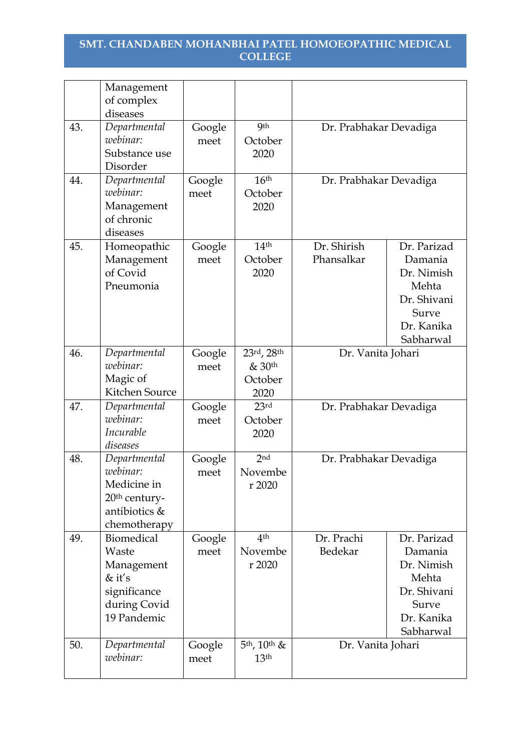| | | | | | |
|---|---|---|---|---|---|
| | Management of complex diseases | | | | |
| 43. | *Departmental webinar:* Substance use Disorder | Google meet | 9th October 2020 | Dr. Prabhakar Devadiga | |
| 44. | *Departmental webinar:* Management of chronic diseases | Google meet | 16th October 2020 | Dr. Prabhakar Devadiga | |
| 45. | Homeopathic Management of Covid Pneumonia | Google meet | 14th October 2020 | Dr. Shirish Phansalkar | Dr. Parizad Damania Dr. Nimish Mehta Dr. Shivani Surve Dr. Kanika Sabharwal |
| 46. | *Departmental webinar:* Magic of Kitchen Source | Google meet | 23rd, 28th & 30th October 2020 | Dr. Vanita Johari | |
| 47. | *Departmental webinar: Incurable diseases* | Google meet | 23rd October 2020 | Dr. Prabhakar Devadiga | |
| 48. | *Departmental webinar:* Medicine in 20th century- antibiotics & chemotherapy | Google meet | 2nd November 2020 | Dr. Prabhakar Devadiga | |
| 49. | Biomedical Waste Management & it's significance during Covid 19 Pandemic | Google meet | 4th November 2020 | Dr. Prachi Bedekar | Dr. Parizad Damania Dr. Nimish Mehta Dr. Shivani Surve Dr. Kanika Sabharwal |
| 50. | *Departmental webinar:* | Google meet | 5th, 10th & 13th | Dr. Vanita Johari | |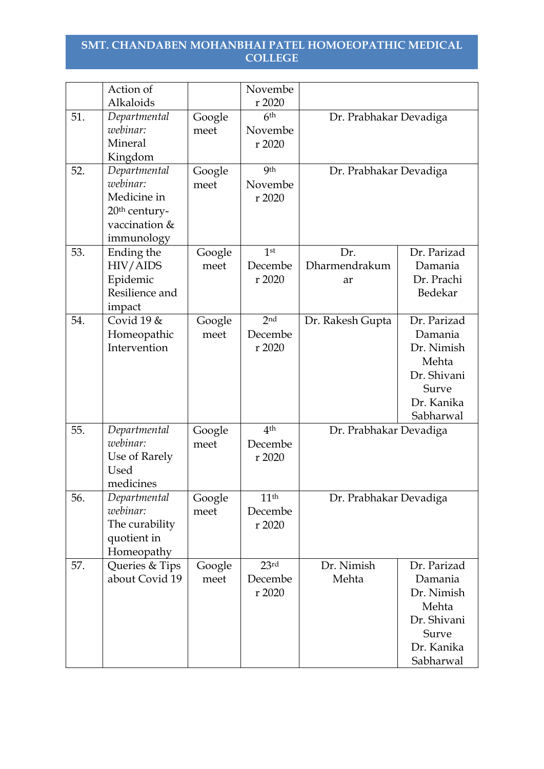# SMT. CHANDABEN MOHANBHAI PATEL HOMOEOPATHIC MEDICAL COLLEGE

| | | | | | |
|---|---|---|---|---|---|
| | Action of Alkaloids | | November 2020 | | |
| 51. | *Departmental webinar:* Mineral Kingdom | Google meet | 6th November 2020 | Dr. Prabhakar Devadiga | |
| 52. | *Departmental webinar:* Medicine in 20th century-vaccination & immunology | Google meet | 9th November 2020 | Dr. Prabhakar Devadiga | |
| 53. | Ending the HIV/AIDS Epidemic Resilience and impact | Google meet | 1st December 2020 | Dr. Dharmendrakumar | Dr. Parizad Damania Dr. Prachi Bedekar |
| 54. | Covid 19 & Homeopathic Intervention | Google meet | 2nd December 2020 | Dr. Rakesh Gupta | Dr. Parizad Damania Dr. Nimish Mehta Dr. Shivani Surve Dr. Kanika Sabharwal |
| 55. | *Departmental webinar:* Use of Rarely Used medicines | Google meet | 4th December 2020 | Dr. Prabhakar Devadiga | |
| 56. | *Departmental webinar:* The curability quotient in Homeopathy | Google meet | 11th December 2020 | Dr. Prabhakar Devadiga | |
| 57. | Queries & Tips about Covid 19 | Google meet | 23rd December 2020 | Dr. Nimish Mehta | Dr. Parizad Damania Dr. Nimish Mehta Dr. Shivani Surve Dr. Kanika Sabharwal |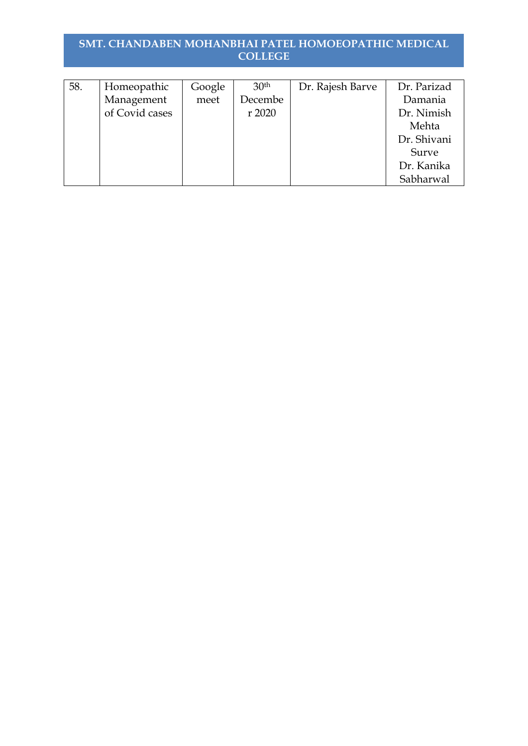| | | | | | |
|---|---|---|---|---|---|
| 58. | Homeopathic Management of Covid cases | Google meet | 30th December 2020 | Dr. Rajesh Barve | Dr. Parizad Damania Dr. Nimish Mehta Dr. Shivani Surve Dr. Kanika Sabharwal |